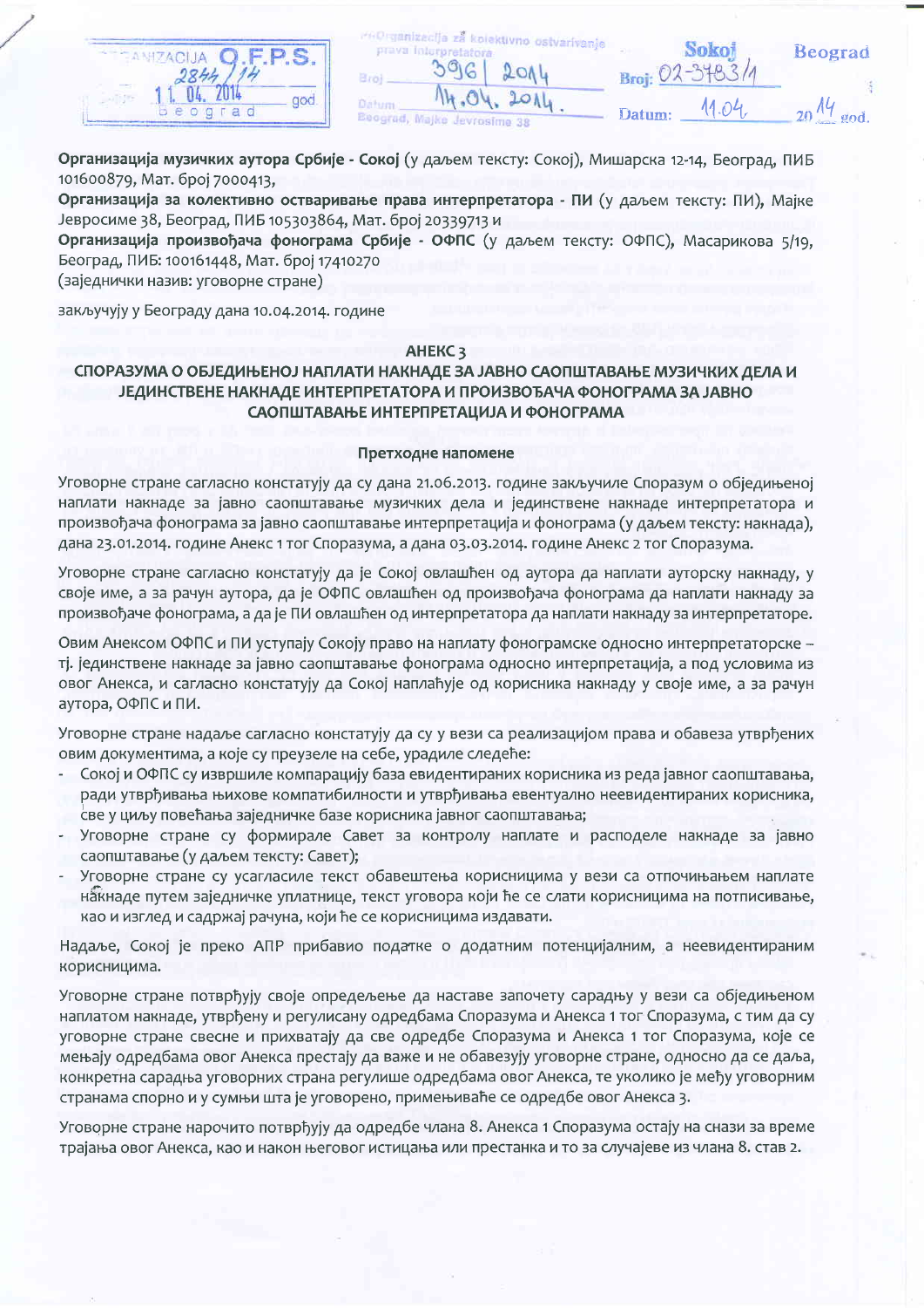ORGANIZACIJA O.F.P.S. 2844/14 11. 04. 2014 god Beograd

Organizacija za kolektivno ostvarivanje prava interpretatora Broj 396/2014 Datum 14.04.2014. Beograd, Majke Jevrosime 38

Sokoj Beograd Broj: 02-3483/1 Datum: 11.04. 2014 god.

**Организација музичких аутора Србије - Сокој** (у даљем тексту: Сокој), Мишарска 12-14, Београд, ПИБ 101600879, Мат. број 7000413,
**Организација за колективно остваривање права интерпретатора - ПИ** (у даљем тексту: ПИ), Мајке Јевросиме 38, Београд, ПИБ 105303864, Мат. број 20339713 и
**Организација произвођача фонограма Србије - ОФПС** (у даљем тексту: ОФПС), Масарикова 5/19, Београд, ПИБ: 100161448, Мат. број 17410270
(заједнички назив: уговорне стране)

закључују у Београду дана 10.04.2014. године

## АНЕКС 3
## СПОРАЗУМА О ОБЈЕДИЊЕНОЈ НАПЛАТИ НАКНАДЕ ЗА ЈАВНО САОПШТАВАЊЕ МУЗИЧКИХ ДЕЛА И ЈЕДИНСТВЕНЕ НАКНАДЕ ИНТЕРПРЕТАТОРА И ПРОИЗВОЂАЧА ФОНОГРАМА ЗА ЈАВНО САОПШТАВАЊЕ ИНТЕРПРЕТАЦИЈА И ФОНОГРАМА

### Претходне напомене

Уговорне стране сагласно констатују да су дана 21.06.2013. године закључиле Споразум о обједињеној наплати накнаде за јавно саопштавање музичких дела и јединствене накнаде интерпретатора и произвођача фонограма за јавно саопштавање интерпретација и фонограма (у даљем тексту: накнада), дана 23.01.2014. године Анекс 1 тог Споразума, а дана 03.03.2014. године Анекс 2 тог Споразума.

Уговорне стране сагласно констатују да је Сокој овлашћен од аутора да наплати ауторску накнаду, у своје име, а за рачун аутора, да је ОФПС овлашћен од произвођача фонограма да наплати накнаду за произвођаче фонограма, а да је ПИ овлашћен од интерпретатора да наплати накнаду за интерпретаторе.

Овим Анексом ОФПС и ПИ уступају Сокоју право на наплату фонограмске односно интерпретаторске – тј. јединствене накнаде за јавно саопштавање фонограма односно интерпретација, а под условима из овог Анекса, и сагласно констатују да Сокој наплаћује од корисника накнаду у своје име, а за рачун аутора, ОФПС и ПИ.

Уговорне стране надаље сагласно констатују да су у вези са реализацијом права и обавеза утврђених овим документима, а које су преузеле на себе, урадиле следеће:
- Сокој и ОФПС су извршиле компарацију база евидентираних корисника из реда јавног саопштавања, ради утврђивања њихове компатибилности и утврђивања евентуално неевидентираних корисника, све у циљу повећања заједничке базе корисника јавног саопштавања;
- Уговорне стране су формирале Савет за контролу наплате и расподеле накнаде за јавно саопштавање (у даљем тексту: Савет);
- Уговорне стране су усагласиле текст обавештења корисницима у вези са отпочињањем наплате накнаде путем заједничке уплатнице, текст уговора који ће се слати корисницима на потписивање, као и изглед и садржај рачуна, који ће се корисницима издавати.

Надаље, Сокој је преко АПР прибавио податке о додатним потенцијалним, а неевидентираним корисницима.

Уговорне стране потврђују своје опредељење да наставе започету сарадњу у вези са обједињеном наплатом накнаде, утврђену и регулисану одредбама Споразума и Анекса 1 тог Споразума, с тим да су уговорне стране свесне и прихватају да све одредбе Споразума и Анекса 1 тог Споразума, које се мењају одредбама овог Анекса престају да важе и не обавезују уговорне стране, односно да се даља, конкретна сарадња уговорних страна регулише одредбама овог Анекса, те уколико је међу уговорним странама спорно и у сумњи шта је уговорено, примењиваће се одредбе овог Анекса 3.

Уговорне стране нарочито потврђују да одредбе члана 8. Анекса 1 Споразума остају на снази за време трајања овог Анекса, као и након његовог истицања или престанка и то за случајеве из члана 8. став 2.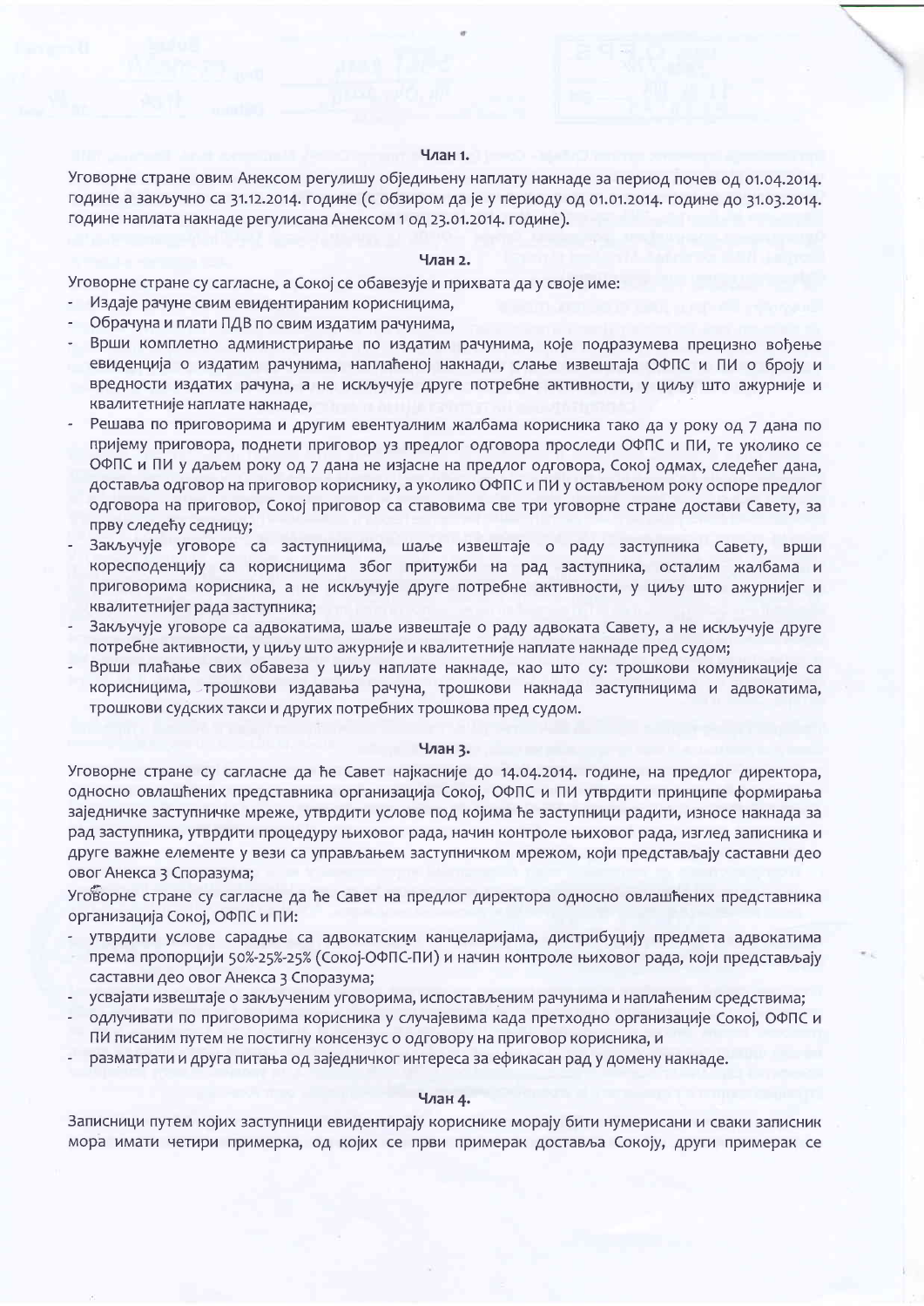#### Члан 1.

Уговорне стране овим Анексом регулишу обједињену наплату накнаде за период почев од 01.04.2014. године а закључно са 31.12.2014. године (с обзиром да је у периоду од 01.01.2014. године до 31.03.2014. године наплата накнаде регулисана Анексом 1 од 23.01.2014. године).

#### Члан 2.

Уговорне стране су сагласне, а Сокој се обавезује и прихвата да у своје име:

- Издаје рачуне свим евидентираним корисницима,
- Обрачуна и плати ПДВ по свим издатим рачунима,
- Врши комплетно администрирање по издатим рачунима, које подразумева прецизно вођење евиденција о издатим рачунима, наплаћеној накнади, слање извештаја ОФПС и ПИ о броју и вредности издатих рачуна, а не искључује друге потребне активности, у циљу што ажурније и квалитетније наплате накнаде,
- Решава по приговорима и другим евентуалним жалбама корисника тако да у року од 7 дана по пријему приговора, поднети приговор уз предлог одговора проследи ОФПС и ПИ, те уколико се ОФПС и ПИ у даљем року од 7 дана не изјасне на предлог одговора, Сокој одмах, следећег дана, доставља одговор на приговор кориснику, а уколико ОФПС и ПИ у остављеном року оспоре предлог одговора на приговор, Сокој приговор са ставовима све три уговорне стране достави Савету, за прву следећу седницу;
- Закључује уговоре са заступницима, шаље извештаје о раду заступника Савету, врши кореспонденцију са корисницима због притужби на рад заступника, осталим жалбама и приговорима корисника, а не искључује друге потребне активности, у циљу што ажурнијег и квалитетнијег рада заступника;
- Закључује уговоре са адвокатима, шаље извештаје о раду адвоката Савету, а не искључује друге потребне активности, у циљу што ажурније и квалитетније наплате накнаде пред судом;
- Врши плаћање свих обавеза у циљу наплате накнаде, као што су: трошкови комуникације са корисницима, трошкови издавања рачуна, трошкови накнада заступницима и адвокатима, трошкови судских такси и других потребних трошкова пред судом.

#### Члан 3.

Уговорне стране су сагласне да ће Савет најкасније до 14.04.2014. године, на предлог директора, односно овлашћених представника организација Сокој, ОФПС и ПИ утврдити принципе формирања заједничке заступничке мреже, утврдити услове под којима ће заступници радити, износе накнада за рад заступника, утврдити процедуру њиховог рада, начин контроле њиховог рада, изглед записника и друге важне елементе у вези са управљањем заступничком мрежом, који представљају саставни део овог Анекса 3 Споразума;

Уговорне стране су сагласне да ће Савет на предлог директора односно овлашћених представника организација Сокој, ОФПС и ПИ:

- утврдити услове сарадње са адвокатским канцеларијама, дистрибуцију предмета адвокатима према пропорцији 50%-25%-25% (Сокој-ОФПС-ПИ) и начин контроле њиховог рада, који представљају саставни део овог Анекса 3 Споразума;
- усвајати извештаје о закљученим уговорима, испостављеним рачунима и наплаћеним средствима;
- одлучивати по приговорима корисника у случајевима када претходно организације Сокој, ОФПС и ПИ писаним путем не постигну консензус о одговору на приговор корисника, и
- разматрати и друга питања од заједничког интереса за ефикасан рад у домену накнаде.

#### Члан 4.

Записници путем којих заступници евидентирају кориснике морају бити нумерисани и сваки записник мора имати четири примерка, од којих се први примерак доставља Сокоју, други примерак се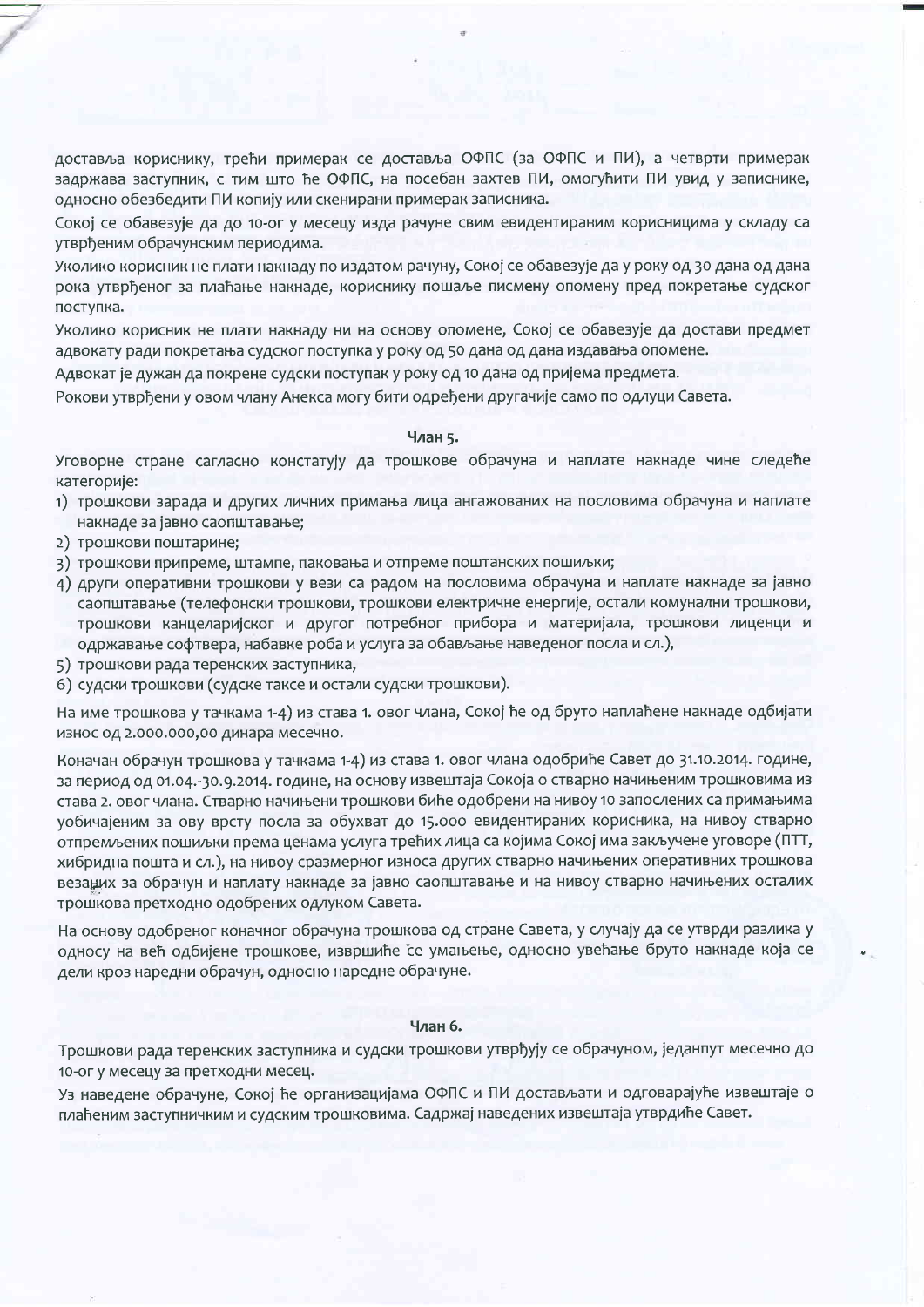доставља кориснику, трећи примерак се доставља ОФПС (за ОФПС и ПИ), а четврти примерак задржава заступник, с тим што ће ОФПС, на посебан захтев ПИ, омогућити ПИ увид у записнике, односно обезбедити ПИ копију или скенирани примерак записника.

Сокој се обавезује да до 10-ог у месецу изда рачуне свим евидентираним корисницима у складу са утврђеним обрачунским периодима.

Уколико корисник не плати накнаду по издатом рачуну, Сокој се обавезује да у року од 30 дана од дана рока утврђеног за плаћање накнаде, кориснику пошаље писмену опомену пред покретање судског поступка.

Уколико корисник не плати накнаду ни на основу опомене, Сокој се обавезује да достави предмет адвокату ради покретања судског поступка у року од 50 дана од дана издавања опомене.

Адвокат је дужан да покрене судски поступак у року од 10 дана од пријема предмета.

Рокови утврђени у овом члану Анекса могу бити одређени другачије само по одлуци Савета.

**Члан 5.**

Уговорне стране сагласно констатују да трошкове обрачуна и наплате накнаде чине следеће категорије:

1) трошкови зарада и других личних примања лица ангажованих на пословима обрачуна и наплате накнаде за јавно саопштавање;
2) трошкови поштарине;
3) трошкови припреме, штампе, паковања и отпреме поштанских пошиљки;
4) други оперативни трошкови у вези са радом на пословима обрачуна и наплате накнаде за јавно саопштавање (телефонски трошкови, трошкови електричне енергије, остали комунални трошкови, трошкови канцеларијског и другог потребног прибора и материјала, трошкови лиценци и одржавање софтвера, набавке роба и услуга за обављање наведеног посла и сл.),
5) трошкови рада теренских заступника,
6) судски трошкови (судске таксе и остали судски трошкови).

На име трошкова у тачкама 1-4) из става 1. овог члана, Сокој ће од бруто наплаћене накнаде одбијати износ од 2.000.000,00 динара месечно.

Коначан обрачун трошкова у тачкама 1-4) из става 1. овог члана одобриће Савет до 31.10.2014. године, за период од 01.04.-30.9.2014. године, на основу извештаја Сокоја о стварно начињеним трошковима из става 2. овог члана. Стварно начињени трошкови биће одобрени на нивоу 10 запослених са примањима уобичајеним за ову врсту посла за обухват до 15.000 евидентираних корисника, на нивоу стварно отпремљених пошиљки према ценама услуга трећих лица са којима Сокој има закључене уговоре (ПТТ, хибридна пошта и сл.), на нивоу сразмерног износа других стварно начињених оперативних трошкова везаних за обрачун и наплату накнаде за јавно саопштавање и на нивоу стварно начињених осталих трошкова претходно одобрених одлуком Савета.

На основу одобреног коначног обрачуна трошкова од стране Савета, у случају да се утврди разлика у односу на већ одбијене трошкове, извршиће се умањење, односно увећање бруто накнаде која се дели кроз наредни обрачун, односно наредне обрачуне.

**Члан 6.**

Трошкови рада теренских заступника и судски трошкови утврђују се обрачуном, једанпут месечно до 10-ог у месецу за претходни месец.

Уз наведене обрачуне, Сокој ће организацијама ОФПС и ПИ достављати и одговарајуће извештаје о плаћеним заступничким и судским трошковима. Садржај наведених извештаја утврдиће Савет.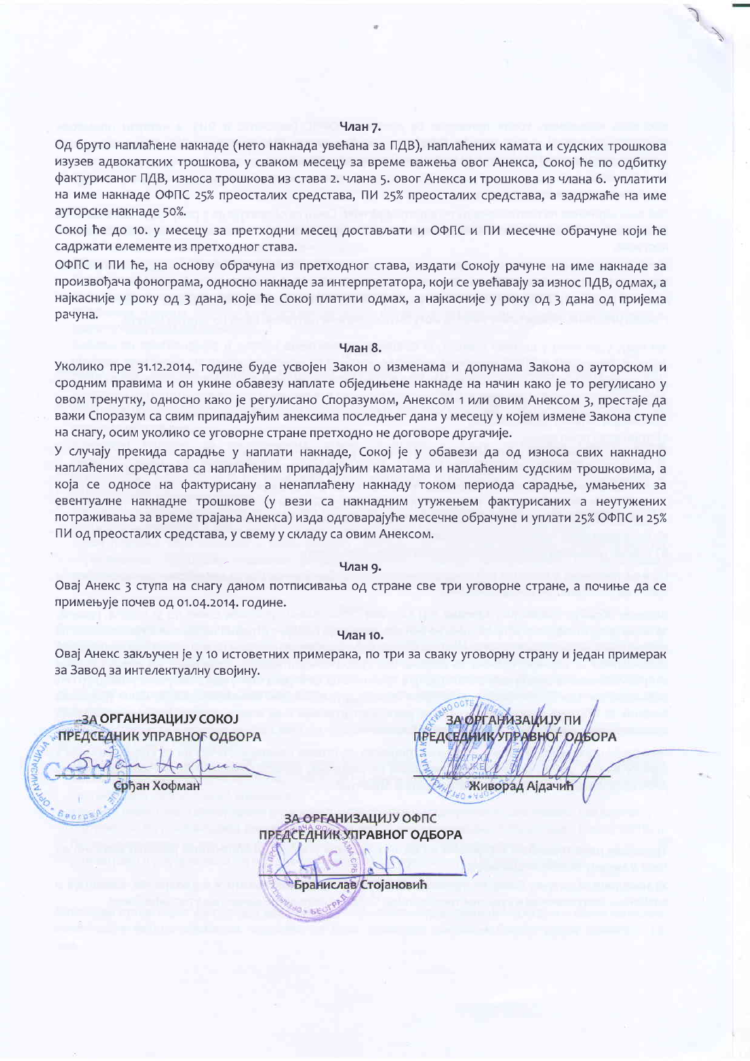### Члан 7.

Од бруто наплаћене накнаде (нето накнада увећана за ПДВ), наплаћених камата и судских трошкова изузев адвокатских трошкова, у сваком месецу за време важења овог Анекса, Сокој ће по одбитку фактурисаног ПДВ, износа трошкова из става 2. члана 5. овог Анекса и трошкова из члана 6. уплатити на име накнаде ОФПС 25% преосталих средстава, ПИ 25% преосталих средстава, а задржаће на име ауторске накнаде 50%.

Сокој ће до 10. у месецу за претходни месец достављати и ОФПС и ПИ месечне обрачуне који ће садржати елементе из претходног става.

ОФПС и ПИ ће, на основу обрачуна из претходног става, издати Сокоју рачуне на име накнаде за произвођача фонограма, односно накнаде за интерпретатора, који се увећавају за износ ПДВ, одмах, а најкасније у року од 3 дана, које ће Сокој платити одмах, а најкасније у року од 3 дана од пријема рачуна.

### Члан 8.

Уколико пре 31.12.2014. године буде усвојен Закон о изменама и допунама Закона о ауторском и сродним правима и он укине обавезу наплате обједињене накнаде на начин како је то регулисано у овом тренутку, односно како је регулисано Споразумом, Анексом 1 или овим Анексом 3, престаје да важи Споразум са свим припадајућим анексима последњег дана у месецу у којем измене Закона ступе на снагу, осим уколико се уговорне стране претходно не договоре другачије.

У случају прекида сарадње у наплати накнаде, Сокој је у обавези да од износа свих накнадно наплаћених средстава са наплаћеним припадајућим каматама и наплаћеним судским трошковима, а која се односе на фактурисану а ненаплаћену накнаду током периода сарадње, умањених за евентуалне накнадне трошкове (у вези са накнадним утужењем фактурисаних а неутужених потраживања за време трајања Анекса) изда одговарајуће месечне обрачуне и уплати 25% ОФПС и 25% ПИ од преосталих средстава, у свему у складу са овим Анексом.

### Члан 9.

Овај Анекс 3 ступа на снагу даном потписивања од стране све три уговорне стране, а почиње да се примењује почев од 01.04.2014. године.

### Члан 10.

Овај Анекс закључен је у 10 истоветних примерака, по три за сваку уговорну страну и један примерак за Завод за интелектуалну својину.

ЗА ОРГАНИЗАЦИЈУ СОКОЈ
ПРЕДСЕДНИК УПРАВНОГ ОДБОРА

Срђан Хофман

ЗА ОРГАНИЗАЦИЈУ ПИ
ПРЕДСЕДНИК УПРАВНОГ ОДБОРА

Живорад Ајдачић

ЗА ОРГАНИЗАЦИЈУ ОФПС
ПРЕДСЕДНИК УПРАВНОГ ОДБОРА

Бранислав Стојановић